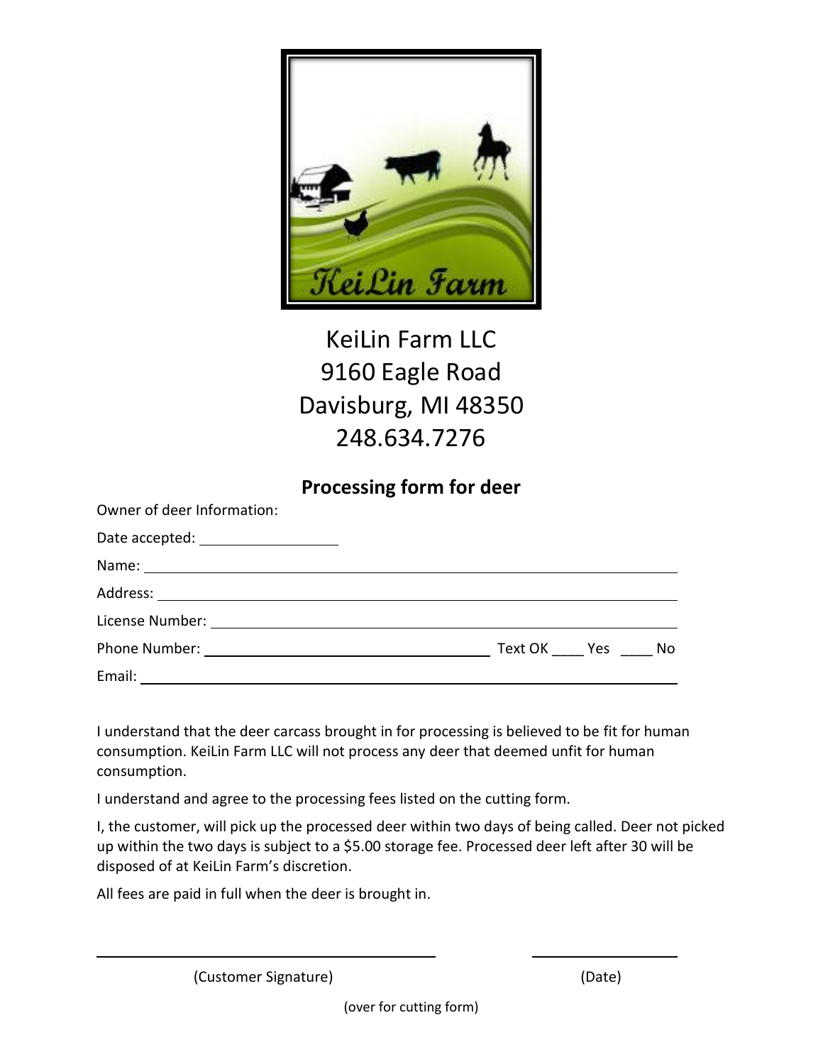KeiLin Farm

KeiLin Farm LLC
9160 Eagle Road
Davisburg, MI 48350
248.634.7276

## Processing form for deer

Owner of deer Information:

Date accepted: ________________

Name: ____________________________________________

Address: ____________________________________________

License Number: ____________________________________________

Phone Number: ______________________ Text OK ____ Yes ____ No

Email: ____________________________________________

I understand that the deer carcass brought in for processing is believed to be fit for human consumption. KeiLin Farm LLC will not process any deer that deemed unfit for human consumption.

I understand and agree to the processing fees listed on the cutting form.

I, the customer, will pick up the processed deer within two days of being called. Deer not picked up within the two days is subject to a $5.00 storage fee. Processed deer left after 30 will be disposed of at KeiLin Farm's discretion.

All fees are paid in full when the deer is brought in.

______________________________ ________________

(Customer Signature) (Date)

(over for cutting form)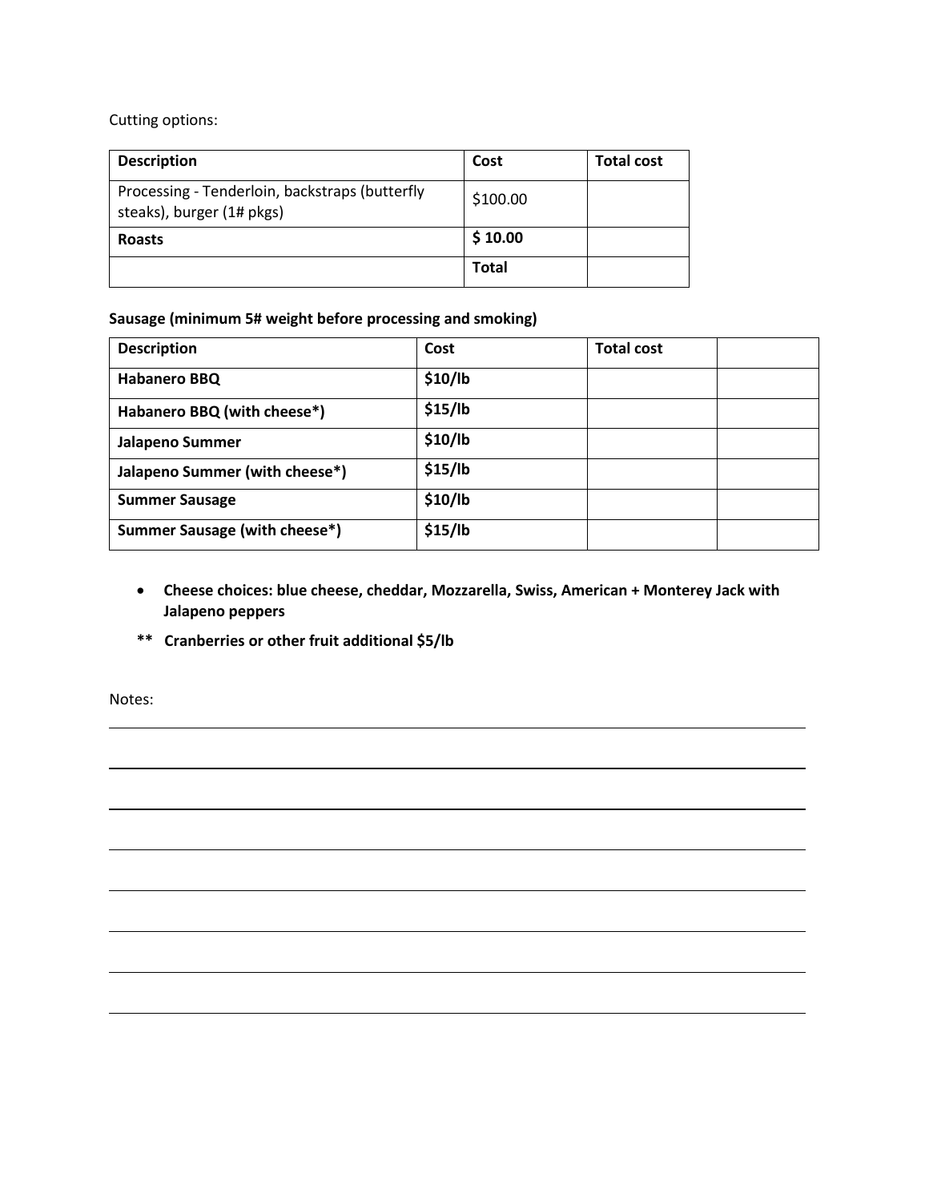Cutting options:

| Description | Cost | Total cost |
|---|---|---|
| Processing - Tenderloin, backstraps (butterfly steaks), burger (1# pkgs) | $100.00 | |
| **Roasts** | **$ 10.00** | |
| | **Total** | |

**Sausage (minimum 5# weight before processing and smoking)**

| Description | Cost | Total cost | |
|---|---|---|---|
| **Habanero BBQ** | **$10/lb** | | |
| **Habanero BBQ (with cheese*)** | **$15/lb** | | |
| **Jalapeno Summer** | **$10/lb** | | |
| **Jalapeno Summer (with cheese*)** | **$15/lb** | | |
| **Summer Sausage** | **$10/lb** | | |
| **Summer Sausage (with cheese*)** | **$15/lb** | | |

- **Cheese choices: blue cheese, cheddar, Mozzarella, Swiss, American + Monterey Jack with Jalapeno peppers**

**** Cranberries or other fruit additional $5/lb**

Notes: